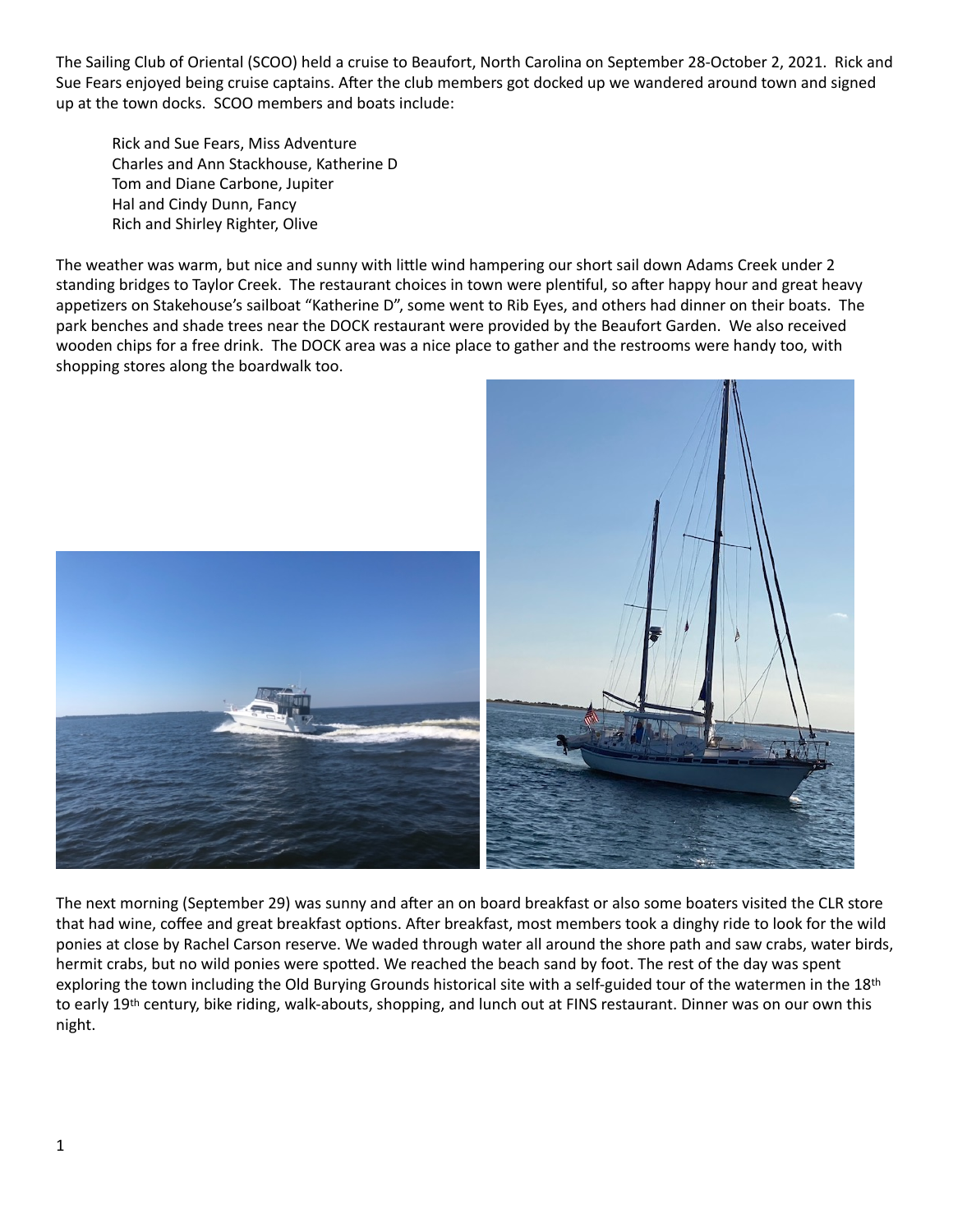The Sailing Club of Oriental (SCOO) held a cruise to Beaufort, North Carolina on September 28-October 2, 2021. Rick and Sue Fears enjoyed being cruise captains. After the club members got docked up we wandered around town and signed up at the town docks. SCOO members and boats include:

Rick and Sue Fears, Miss Adventure
Charles and Ann Stackhouse, Katherine D
Tom and Diane Carbone, Jupiter
Hal and Cindy Dunn, Fancy
Rich and Shirley Righter, Olive

The weather was warm, but nice and sunny with little wind hampering our short sail down Adams Creek under 2 standing bridges to Taylor Creek. The restaurant choices in town were plentiful, so after happy hour and great heavy appetizers on Stakehouse's sailboat "Katherine D", some went to Rib Eyes, and others had dinner on their boats. The park benches and shade trees near the DOCK restaurant were provided by the Beaufort Garden. We also received wooden chips for a free drink. The DOCK area was a nice place to gather and the restrooms were handy too, with shopping stores along the boardwalk too.

The next morning (September 29) was sunny and after an on board breakfast or also some boaters visited the CLR store that had wine, coffee and great breakfast options. After breakfast, most members took a dinghy ride to look for the wild ponies at close by Rachel Carson reserve. We waded through water all around the shore path and saw crabs, water birds, hermit crabs, but no wild ponies were spotted. We reached the beach sand by foot. The rest of the day was spent exploring the town including the Old Burying Grounds historical site with a self-guided tour of the watermen in the 18th to early 19th century, bike riding, walk-abouts, shopping, and lunch out at FINS restaurant. Dinner was on our own this night.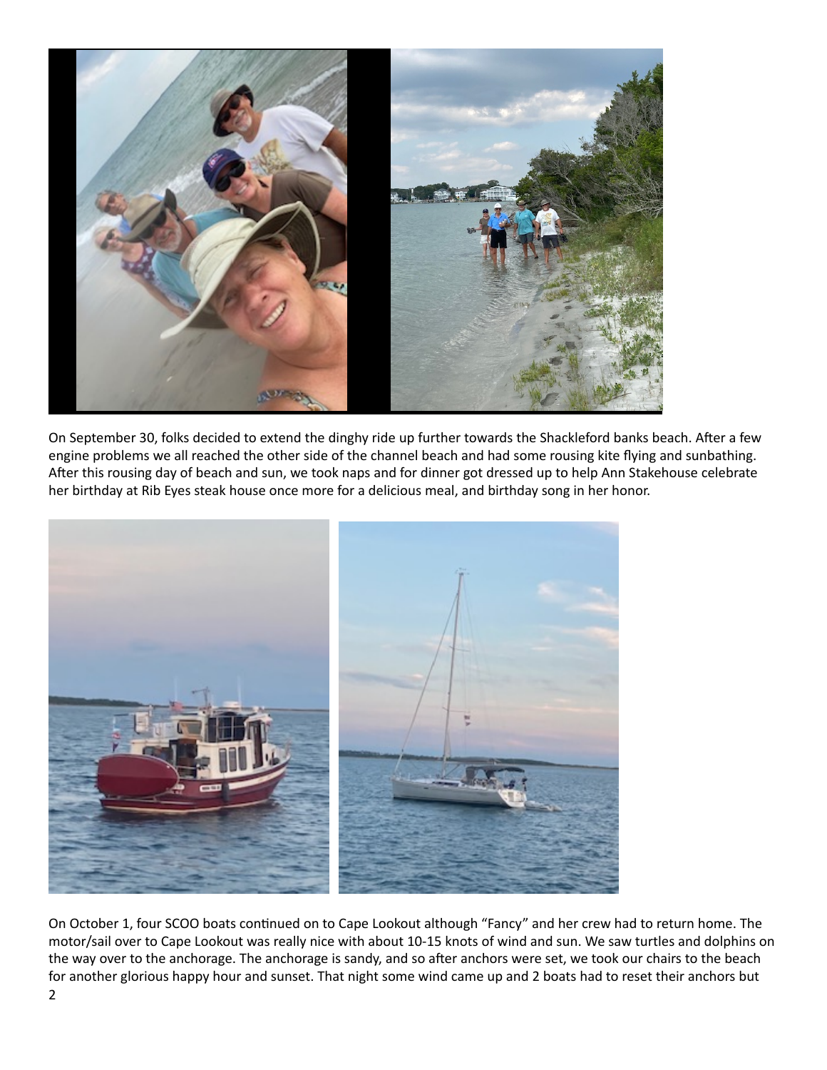On September 30, folks decided to extend the dinghy ride up further towards the Shackleford banks beach. After a few engine problems we all reached the other side of the channel beach and had some rousing kite flying and sunbathing. After this rousing day of beach and sun, we took naps and for dinner got dressed up to help Ann Stakehouse celebrate her birthday at Rib Eyes steak house once more for a delicious meal, and birthday song in her honor.

On October 1, four SCOO boats continued on to Cape Lookout although "Fancy" and her crew had to return home. The motor/sail over to Cape Lookout was really nice with about 10-15 knots of wind and sun. We saw turtles and dolphins on the way over to the anchorage. The anchorage is sandy, and so after anchors were set, we took our chairs to the beach for another glorious happy hour and sunset. That night some wind came up and 2 boats had to reset their anchors but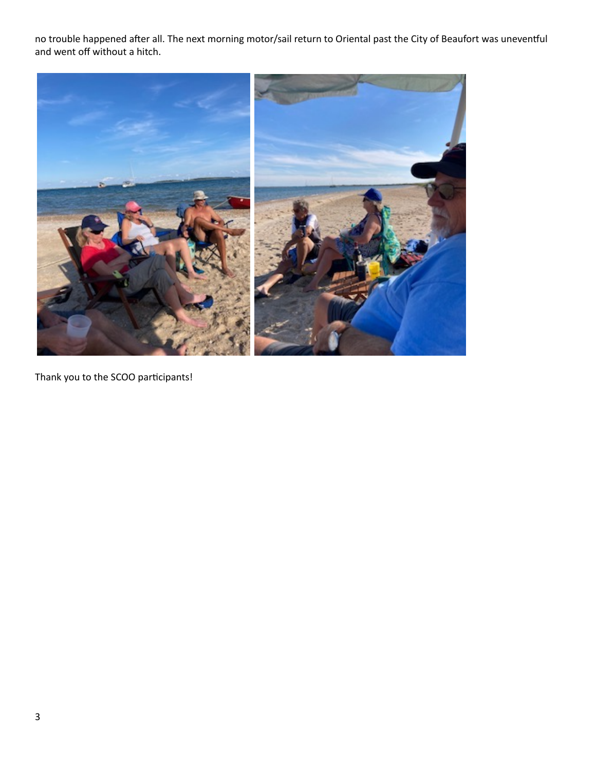no trouble happened after all. The next morning motor/sail return to Oriental past the City of Beaufort was uneventful and went off without a hitch.

Thank you to the SCOO participants!